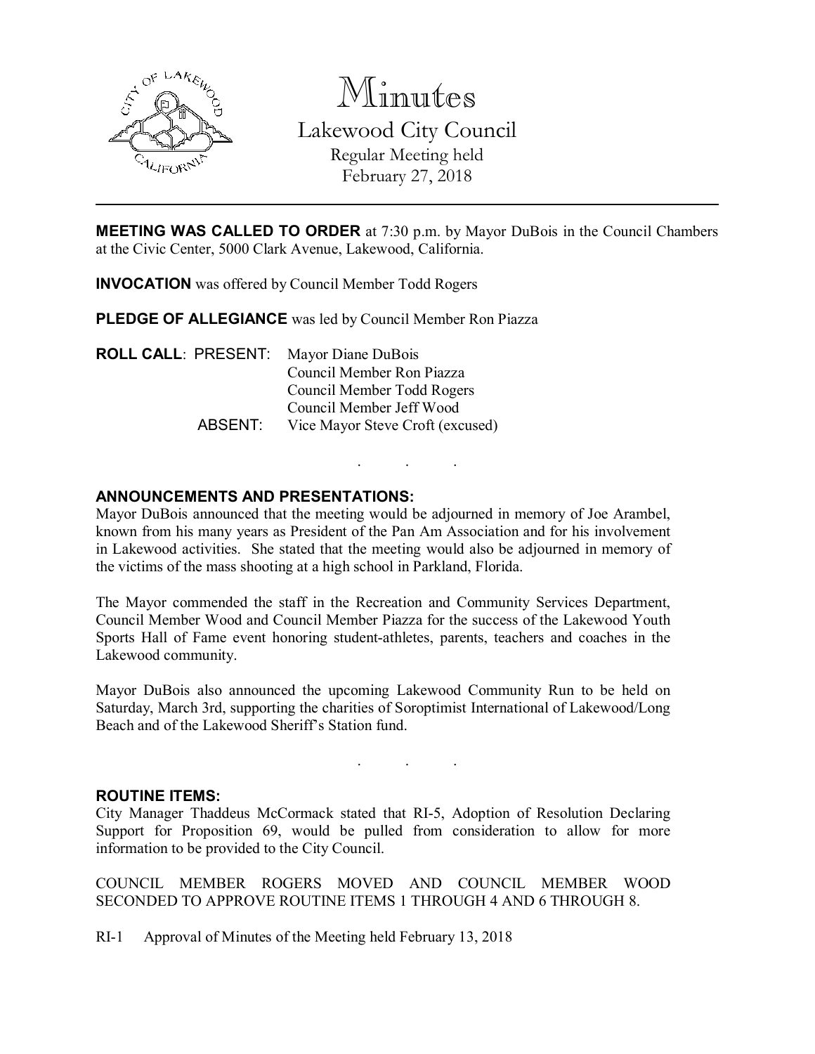# Minutes

## Lakewood City Council

Regular Meeting held
February 27, 2018

---

**MEETING WAS CALLED TO ORDER** at 7:30 p.m. by Mayor DuBois in the Council Chambers at the Civic Center, 5000 Clark Avenue, Lakewood, California.

**INVOCATION** was offered by Council Member Todd Rogers

**PLEDGE OF ALLEGIANCE** was led by Council Member Ron Piazza

**ROLL CALL**: PRESENT: Mayor Diane DuBois
Council Member Ron Piazza
Council Member Todd Rogers
Council Member Jeff Wood

ABSENT: Vice Mayor Steve Croft (excused)

. . .

**ANNOUNCEMENTS AND PRESENTATIONS:**

Mayor DuBois announced that the meeting would be adjourned in memory of Joe Arambel, known from his many years as President of the Pan Am Association and for his involvement in Lakewood activities. She stated that the meeting would also be adjourned in memory of the victims of the mass shooting at a high school in Parkland, Florida.

The Mayor commended the staff in the Recreation and Community Services Department, Council Member Wood and Council Member Piazza for the success of the Lakewood Youth Sports Hall of Fame event honoring student-athletes, parents, teachers and coaches in the Lakewood community.

Mayor DuBois also announced the upcoming Lakewood Community Run to be held on Saturday, March 3rd, supporting the charities of Soroptimist International of Lakewood/Long Beach and of the Lakewood Sheriff's Station fund.

. . .

**ROUTINE ITEMS:**

City Manager Thaddeus McCormack stated that RI-5, Adoption of Resolution Declaring Support for Proposition 69, would be pulled from consideration to allow for more information to be provided to the City Council.

COUNCIL MEMBER ROGERS MOVED AND COUNCIL MEMBER WOOD SECONDED TO APPROVE ROUTINE ITEMS 1 THROUGH 4 AND 6 THROUGH 8.

RI-1 Approval of Minutes of the Meeting held February 13, 2018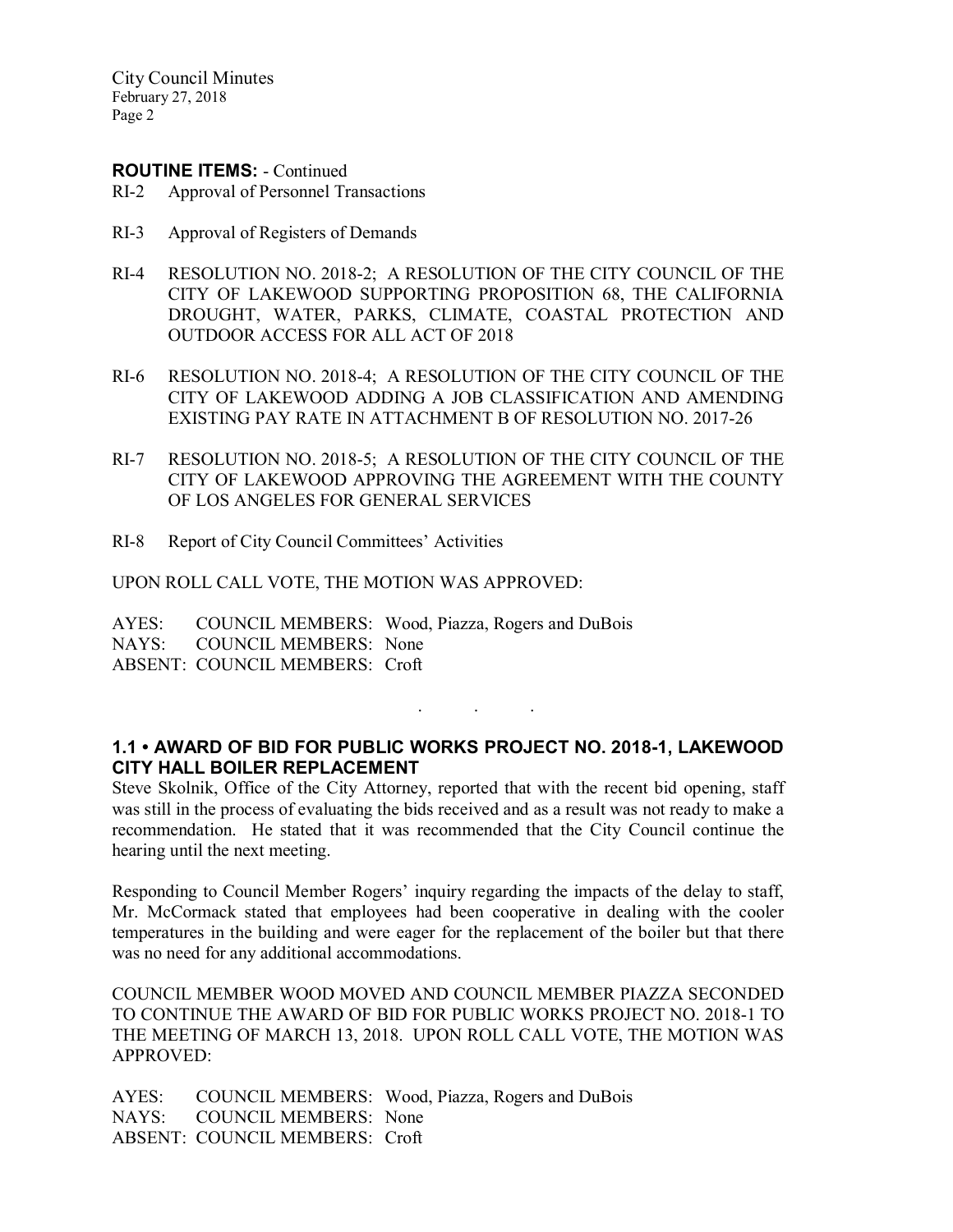**ROUTINE ITEMS:** - Continued

RI-2 Approval of Personnel Transactions

RI-3 Approval of Registers of Demands

RI-4 RESOLUTION NO. 2018-2; A RESOLUTION OF THE CITY COUNCIL OF THE CITY OF LAKEWOOD SUPPORTING PROPOSITION 68, THE CALIFORNIA DROUGHT, WATER, PARKS, CLIMATE, COASTAL PROTECTION AND OUTDOOR ACCESS FOR ALL ACT OF 2018

RI-6 RESOLUTION NO. 2018-4; A RESOLUTION OF THE CITY COUNCIL OF THE CITY OF LAKEWOOD ADDING A JOB CLASSIFICATION AND AMENDING EXISTING PAY RATE IN ATTACHMENT B OF RESOLUTION NO. 2017-26

RI-7 RESOLUTION NO. 2018-5; A RESOLUTION OF THE CITY COUNCIL OF THE CITY OF LAKEWOOD APPROVING THE AGREEMENT WITH THE COUNTY OF LOS ANGELES FOR GENERAL SERVICES

RI-8 Report of City Council Committees' Activities

UPON ROLL CALL VOTE, THE MOTION WAS APPROVED:

AYES: COUNCIL MEMBERS: Wood, Piazza, Rogers and DuBois
NAYS: COUNCIL MEMBERS: None
ABSENT: COUNCIL MEMBERS: Croft

. . .

**1.1 • AWARD OF BID FOR PUBLIC WORKS PROJECT NO. 2018-1, LAKEWOOD CITY HALL BOILER REPLACEMENT**

Steve Skolnik, Office of the City Attorney, reported that with the recent bid opening, staff was still in the process of evaluating the bids received and as a result was not ready to make a recommendation. He stated that it was recommended that the City Council continue the hearing until the next meeting.

Responding to Council Member Rogers' inquiry regarding the impacts of the delay to staff, Mr. McCormack stated that employees had been cooperative in dealing with the cooler temperatures in the building and were eager for the replacement of the boiler but that there was no need for any additional accommodations.

COUNCIL MEMBER WOOD MOVED AND COUNCIL MEMBER PIAZZA SECONDED TO CONTINUE THE AWARD OF BID FOR PUBLIC WORKS PROJECT NO. 2018-1 TO THE MEETING OF MARCH 13, 2018. UPON ROLL CALL VOTE, THE MOTION WAS APPROVED:

AYES: COUNCIL MEMBERS: Wood, Piazza, Rogers and DuBois
NAYS: COUNCIL MEMBERS: None
ABSENT: COUNCIL MEMBERS: Croft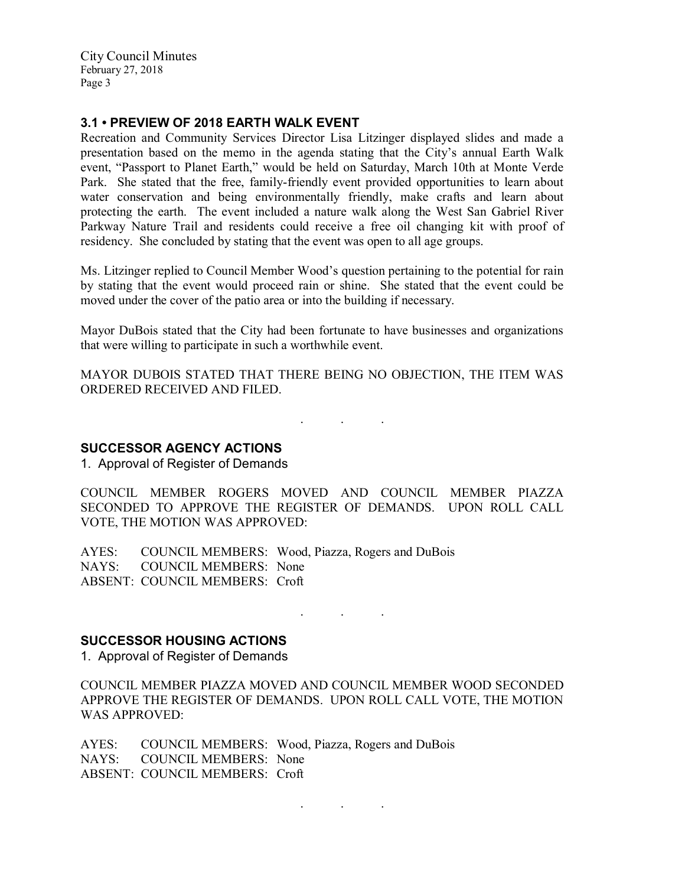### 3.1 • PREVIEW OF 2018 EARTH WALK EVENT

Recreation and Community Services Director Lisa Litzinger displayed slides and made a presentation based on the memo in the agenda stating that the City's annual Earth Walk event, "Passport to Planet Earth," would be held on Saturday, March 10th at Monte Verde Park. She stated that the free, family-friendly event provided opportunities to learn about water conservation and being environmentally friendly, make crafts and learn about protecting the earth. The event included a nature walk along the West San Gabriel River Parkway Nature Trail and residents could receive a free oil changing kit with proof of residency. She concluded by stating that the event was open to all age groups.

Ms. Litzinger replied to Council Member Wood's question pertaining to the potential for rain by stating that the event would proceed rain or shine. She stated that the event could be moved under the cover of the patio area or into the building if necessary.

Mayor DuBois stated that the City had been fortunate to have businesses and organizations that were willing to participate in such a worthwhile event.

MAYOR DUBOIS STATED THAT THERE BEING NO OBJECTION, THE ITEM WAS ORDERED RECEIVED AND FILED.

. . .

### SUCCESSOR AGENCY ACTIONS

1. Approval of Register of Demands

COUNCIL MEMBER ROGERS MOVED AND COUNCIL MEMBER PIAZZA SECONDED TO APPROVE THE REGISTER OF DEMANDS. UPON ROLL CALL VOTE, THE MOTION WAS APPROVED:

AYES: COUNCIL MEMBERS: Wood, Piazza, Rogers and DuBois
NAYS: COUNCIL MEMBERS: None
ABSENT: COUNCIL MEMBERS: Croft

. . .

### SUCCESSOR HOUSING ACTIONS

1. Approval of Register of Demands

COUNCIL MEMBER PIAZZA MOVED AND COUNCIL MEMBER WOOD SECONDED APPROVE THE REGISTER OF DEMANDS. UPON ROLL CALL VOTE, THE MOTION WAS APPROVED:

AYES: COUNCIL MEMBERS: Wood, Piazza, Rogers and DuBois
NAYS: COUNCIL MEMBERS: None
ABSENT: COUNCIL MEMBERS: Croft

. . .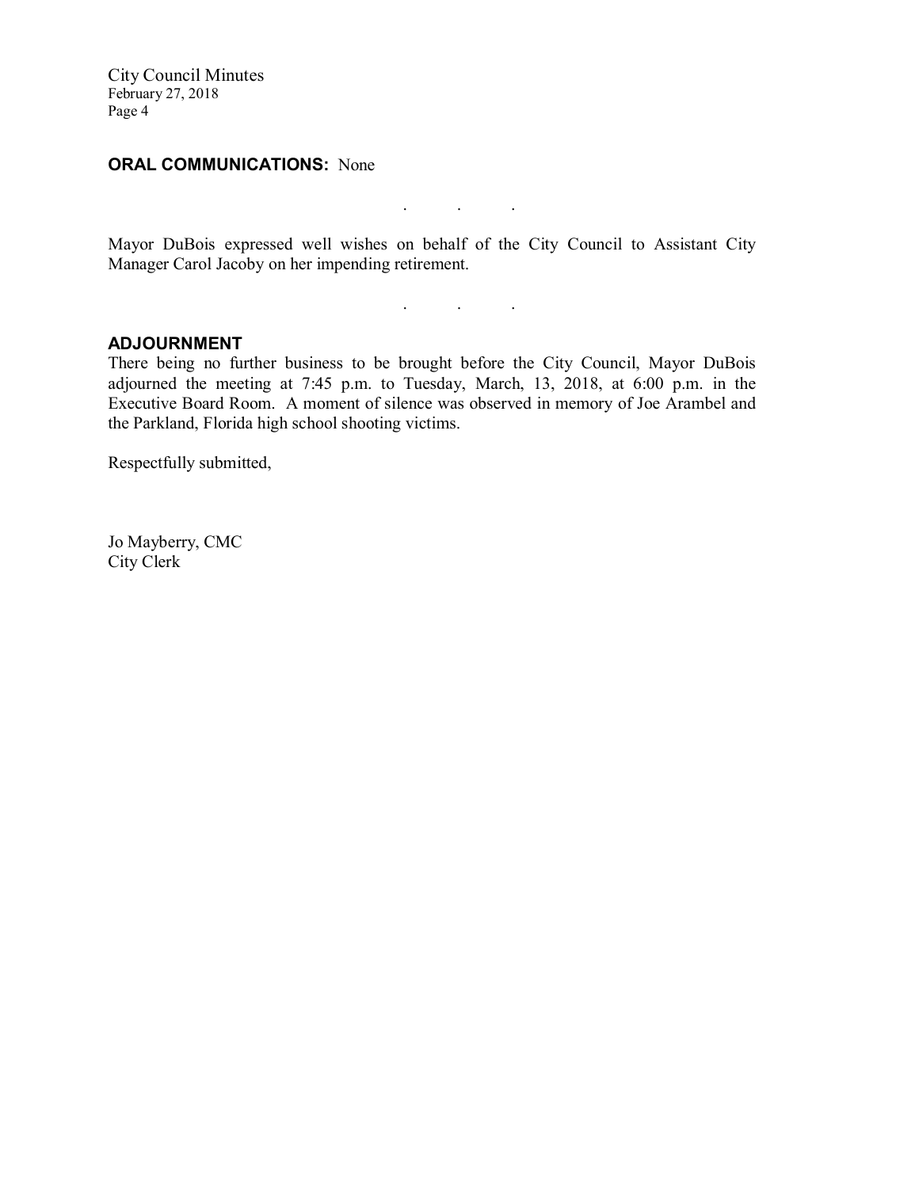**ORAL COMMUNICATIONS:** None

. . .

Mayor DuBois expressed well wishes on behalf of the City Council to Assistant City Manager Carol Jacoby on her impending retirement.

. . .

## ADJOURNMENT

There being no further business to be brought before the City Council, Mayor DuBois adjourned the meeting at 7:45 p.m. to Tuesday, March, 13, 2018, at 6:00 p.m. in the Executive Board Room. A moment of silence was observed in memory of Joe Arambel and the Parkland, Florida high school shooting victims.

Respectfully submitted,

Jo Mayberry, CMC
City Clerk